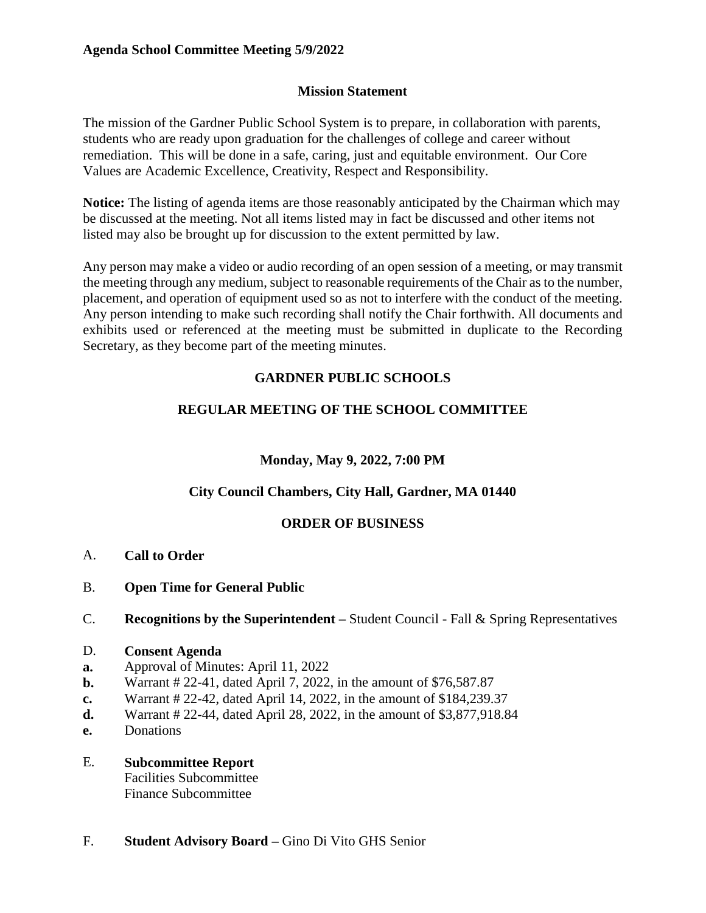**Agenda School Committee Meeting 5/9/2022**

## Mission Statement

The mission of the Gardner Public School System is to prepare, in collaboration with parents, students who are ready upon graduation for the challenges of college and career without remediation. This will be done in a safe, caring, just and equitable environment. Our Core Values are Academic Excellence, Creativity, Respect and Responsibility.

**Notice:** The listing of agenda items are those reasonably anticipated by the Chairman which may be discussed at the meeting. Not all items listed may in fact be discussed and other items not listed may also be brought up for discussion to the extent permitted by law.

Any person may make a video or audio recording of an open session of a meeting, or may transmit the meeting through any medium, subject to reasonable requirements of the Chair as to the number, placement, and operation of equipment used so as not to interfere with the conduct of the meeting. Any person intending to make such recording shall notify the Chair forthwith. All documents and exhibits used or referenced at the meeting must be submitted in duplicate to the Recording Secretary, as they become part of the meeting minutes.

## GARDNER PUBLIC SCHOOLS

## REGULAR MEETING OF THE SCHOOL COMMITTEE

**Monday, May 9, 2022, 7:00 PM**

**City Council Chambers, City Hall, Gardner, MA 01440**

## ORDER OF BUSINESS

A. **Call to Order**

B. **Open Time for General Public**

C. **Recognitions by the Superintendent –** Student Council - Fall & Spring Representatives

D. **Consent Agenda**

**a.** Approval of Minutes: April 11, 2022

**b.** Warrant # 22-41, dated April 7, 2022, in the amount of $76,587.87

**c.** Warrant # 22-42, dated April 14, 2022, in the amount of $184,239.37

**d.** Warrant # 22-44, dated April 28, 2022, in the amount of $3,877,918.84

**e.** Donations

E. **Subcommittee Report**

Facilities Subcommittee

Finance Subcommittee

F. **Student Advisory Board –** Gino Di Vito GHS Senior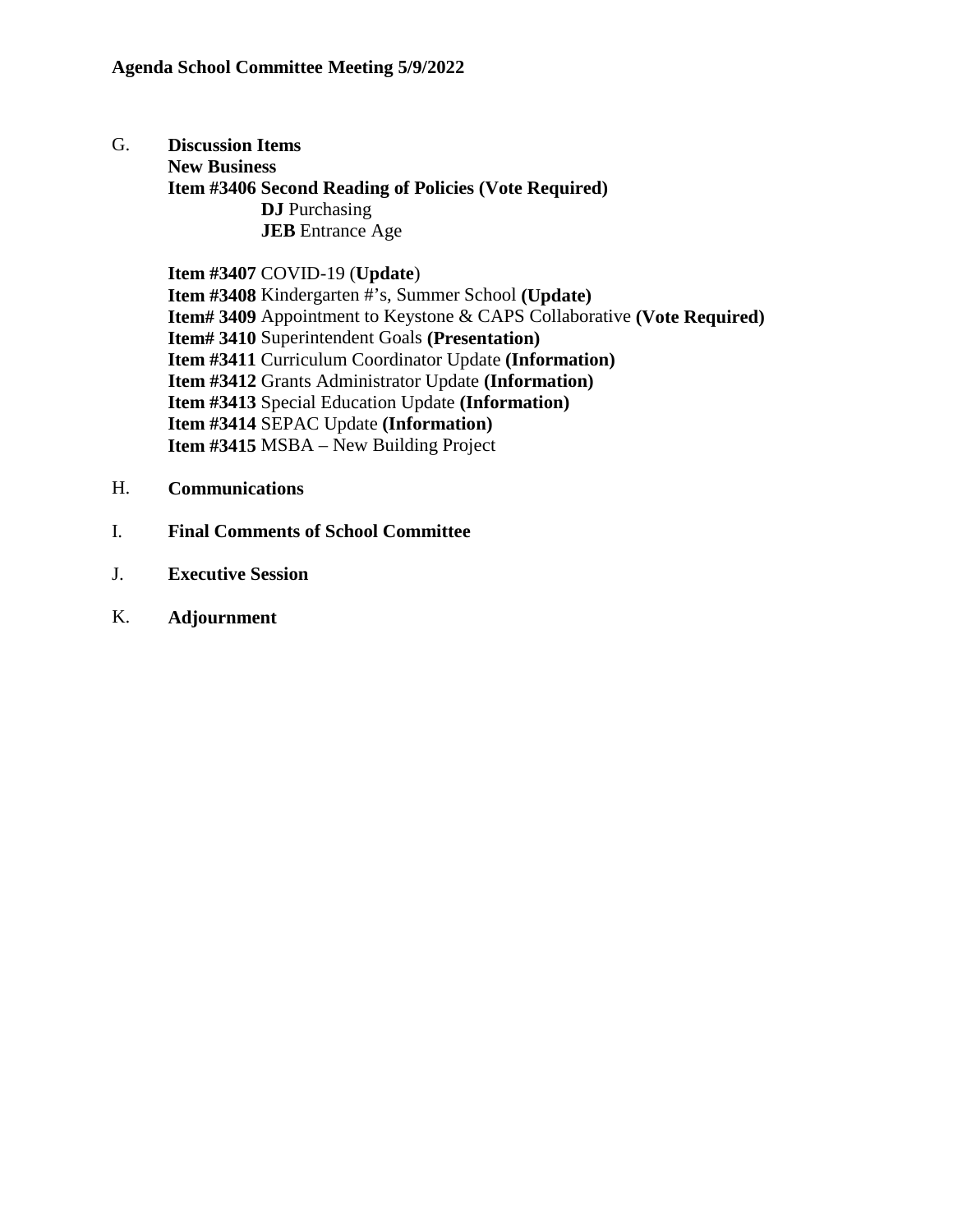G. **Discussion Items**

**New Business**

**Item #3406 Second Reading of Policies (Vote Required)**

- **DJ** Purchasing
- **JEB** Entrance Age

**Item #3407** COVID-19 (**Update**)
**Item #3408** Kindergarten #'s, Summer School **(Update)**
**Item# 3409** Appointment to Keystone & CAPS Collaborative **(Vote Required)**
**Item# 3410** Superintendent Goals **(Presentation)**
**Item #3411** Curriculum Coordinator Update **(Information)**
**Item #3412** Grants Administrator Update **(Information)**
**Item #3413** Special Education Update **(Information)**
**Item #3414** SEPAC Update **(Information)**
**Item #3415** MSBA – New Building Project

H. **Communications**

I. **Final Comments of School Committee**

J. **Executive Session**

K. **Adjournment**